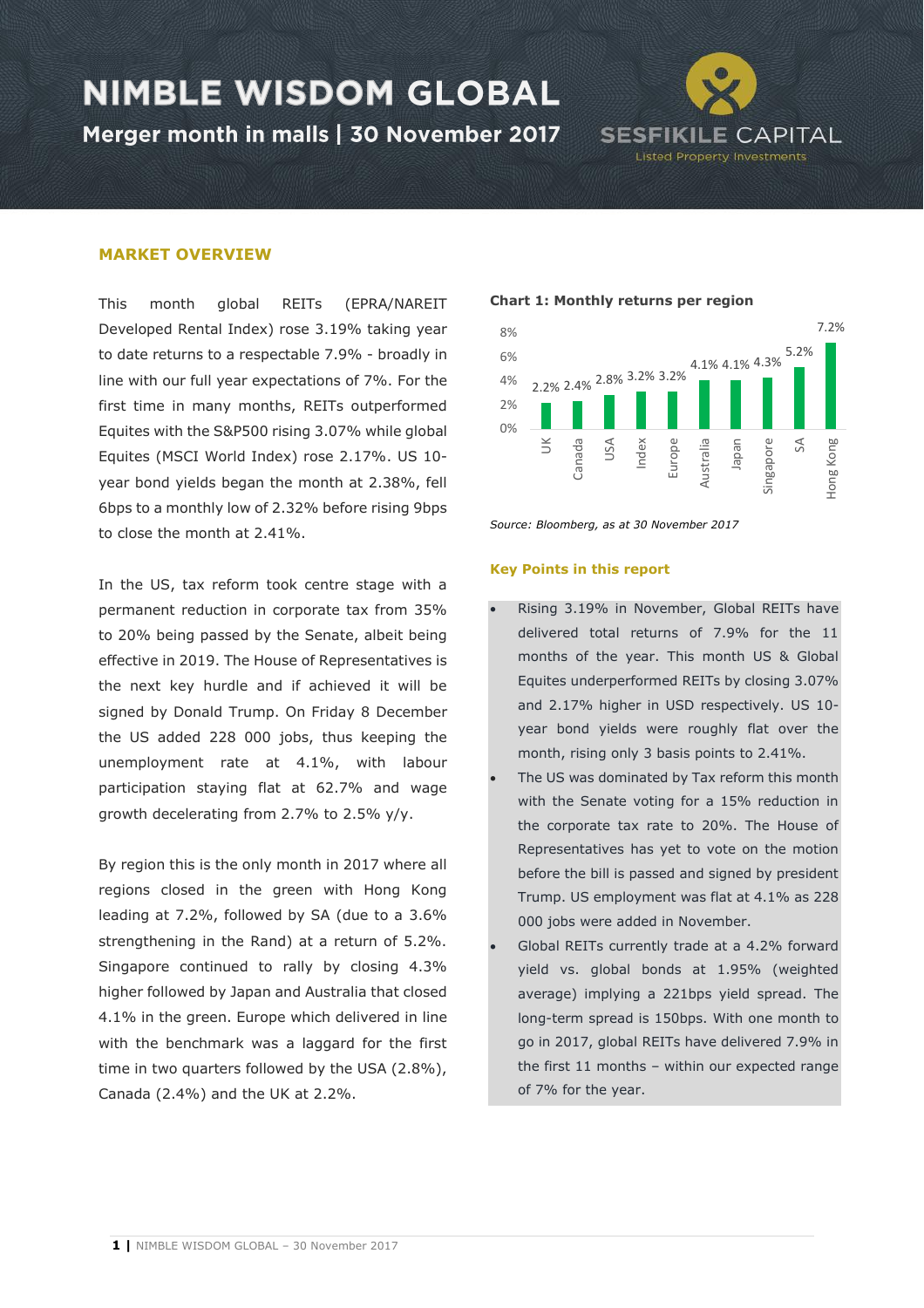# NIMBLE WISDOM GLOBAL

## Merger month in malls | 30 November 2017

SESFIKILE CAPITAL
Listed Property Investments

### MARKET OVERVIEW

This month global REITs (EPRA/NAREIT Developed Rental Index) rose 3.19% taking year to date returns to a respectable 7.9% - broadly in line with our full year expectations of 7%. For the first time in many months, REITs outperformed Equites with the S&P500 rising 3.07% while global Equites (MSCI World Index) rose 2.17%. US 10-year bond yields began the month at 2.38%, fell 6bps to a monthly low of 2.32% before rising 9bps to close the month at 2.41%.

In the US, tax reform took centre stage with a permanent reduction in corporate tax from 35% to 20% being passed by the Senate, albeit being effective in 2019. The House of Representatives is the next key hurdle and if achieved it will be signed by Donald Trump. On Friday 8 December the US added 228 000 jobs, thus keeping the unemployment rate at 4.1%, with labour participation staying flat at 62.7% and wage growth decelerating from 2.7% to 2.5% y/y.

By region this is the only month in 2017 where all regions closed in the green with Hong Kong leading at 7.2%, followed by SA (due to a 3.6% strengthening in the Rand) at a return of 5.2%. Singapore continued to rally by closing 4.3% higher followed by Japan and Australia that closed 4.1% in the green. Europe which delivered in line with the benchmark was a laggard for the first time in two quarters followed by the USA (2.8%), Canada (2.4%) and the UK at 2.2%.

**Chart 1: Monthly returns per region**

| Region | Return |
|---|---|
| UK | 2.2% |
| Canada | 2.4% |
| USA | 2.8% |
| Index | 3.2% |
| Europe | 3.2% |
| Australia | 4.1% |
| Japan | 4.1% |
| Singapore | 4.3% |
| SA | 5.2% |
| Hong Kong | 7.2% |

*Source: Bloomberg, as at 30 November 2017*

### Key Points in this report

- Rising 3.19% in November, Global REITs have delivered total returns of 7.9% for the 11 months of the year. This month US & Global Equites underperformed REITs by closing 3.07% and 2.17% higher in USD respectively. US 10-year bond yields were roughly flat over the month, rising only 3 basis points to 2.41%.
- The US was dominated by Tax reform this month with the Senate voting for a 15% reduction in the corporate tax rate to 20%. The House of Representatives has yet to vote on the motion before the bill is passed and signed by president Trump. US employment was flat at 4.1% as 228 000 jobs were added in November.
- Global REITs currently trade at a 4.2% forward yield vs. global bonds at 1.95% (weighted average) implying a 221bps yield spread. The long-term spread is 150bps. With one month to go in 2017, global REITs have delivered 7.9% in the first 11 months – within our expected range of 7% for the year.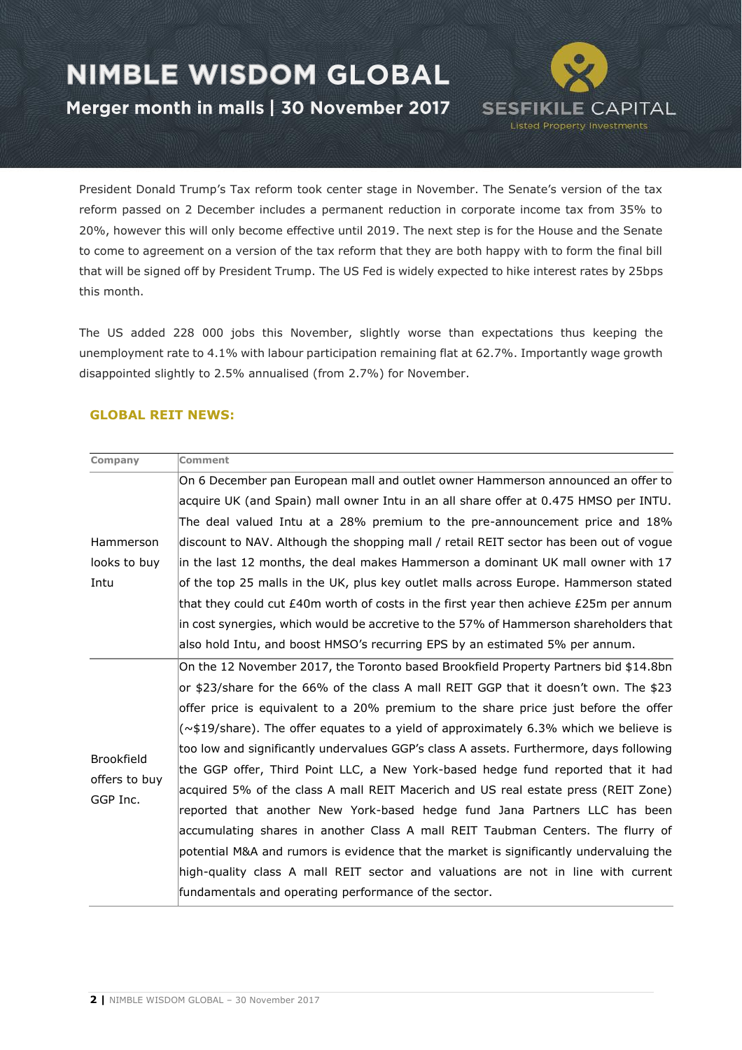# NIMBLE WISDOM GLOBAL

**Merger month in malls | 30 November 2017**

President Donald Trump's Tax reform took center stage in November. The Senate's version of the tax reform passed on 2 December includes a permanent reduction in corporate income tax from 35% to 20%, however this will only become effective until 2019. The next step is for the House and the Senate to come to agreement on a version of the tax reform that they are both happy with to form the final bill that will be signed off by President Trump. The US Fed is widely expected to hike interest rates by 25bps this month.

The US added 228 000 jobs this November, slightly worse than expectations thus keeping the unemployment rate to 4.1% with labour participation remaining flat at 62.7%. Importantly wage growth disappointed slightly to 2.5% annualised (from 2.7%) for November.

## GLOBAL REIT NEWS:

| Company | Comment |
|---|---|
| Hammerson looks to buy Intu | On 6 December pan European mall and outlet owner Hammerson announced an offer to acquire UK (and Spain) mall owner Intu in an all share offer at 0.475 HMSO per INTU. The deal valued Intu at a 28% premium to the pre-announcement price and 18% discount to NAV. Although the shopping mall / retail REIT sector has been out of vogue in the last 12 months, the deal makes Hammerson a dominant UK mall owner with 17 of the top 25 malls in the UK, plus key outlet malls across Europe. Hammerson stated that they could cut £40m worth of costs in the first year then achieve £25m per annum in cost synergies, which would be accretive to the 57% of Hammerson shareholders that also hold Intu, and boost HMSO's recurring EPS by an estimated 5% per annum. |
| Brookfield offers to buy GGP Inc. | On the 12 November 2017, the Toronto based Brookfield Property Partners bid $14.8bn or $23/share for the 66% of the class A mall REIT GGP that it doesn't own. The $23 offer price is equivalent to a 20% premium to the share price just before the offer (~$19/share). The offer equates to a yield of approximately 6.3% which we believe is too low and significantly undervalues GGP's class A assets. Furthermore, days following the GGP offer, Third Point LLC, a New York-based hedge fund reported that it had acquired 5% of the class A mall REIT Macerich and US real estate press (REIT Zone) reported that another New York-based hedge fund Jana Partners LLC has been accumulating shares in another Class A mall REIT Taubman Centers. The flurry of potential M&A and rumors is evidence that the market is significantly undervaluing the high-quality class A mall REIT sector and valuations are not in line with current fundamentals and operating performance of the sector. |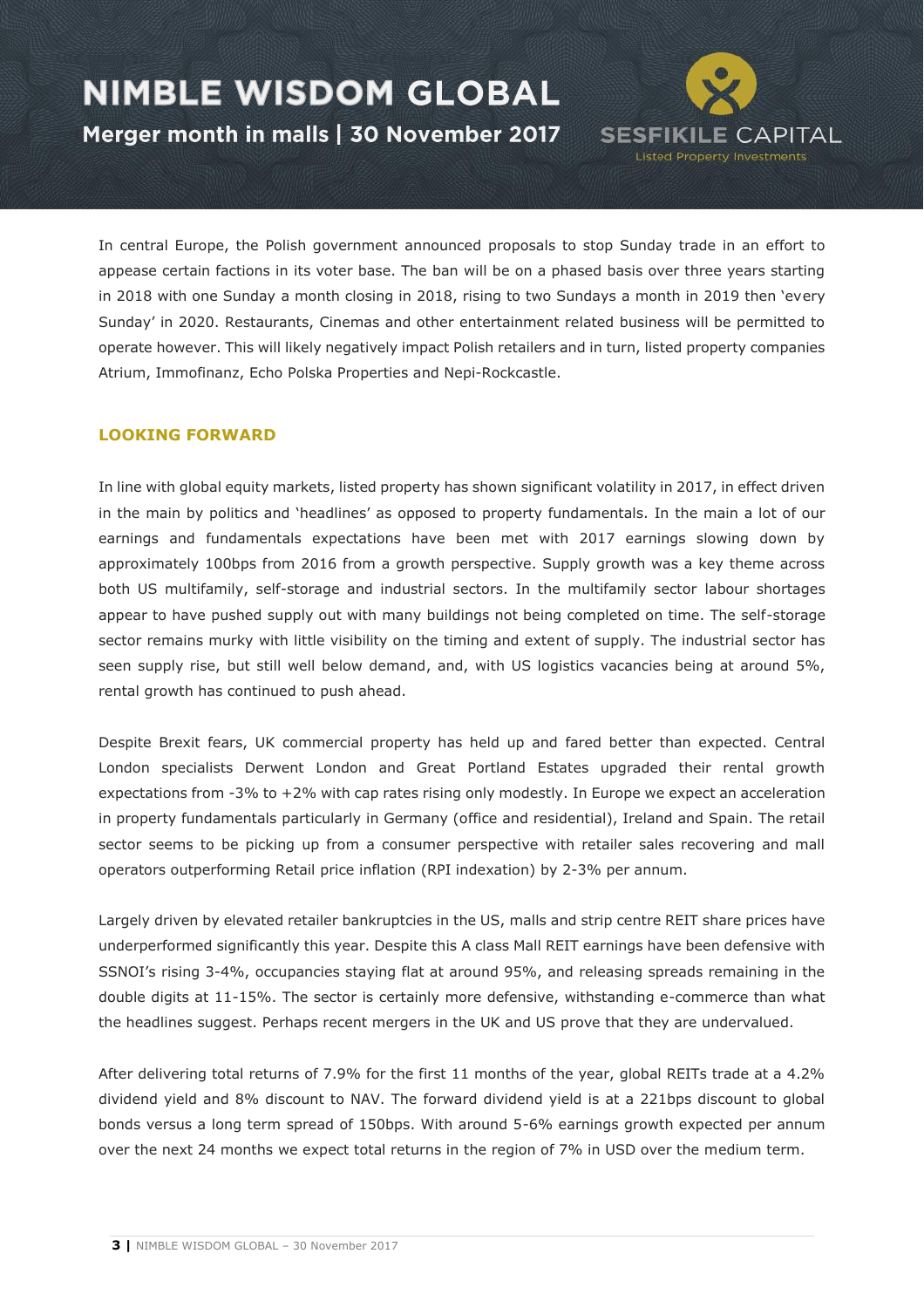In central Europe, the Polish government announced proposals to stop Sunday trade in an effort to appease certain factions in its voter base. The ban will be on a phased basis over three years starting in 2018 with one Sunday a month closing in 2018, rising to two Sundays a month in 2019 then 'every Sunday' in 2020. Restaurants, Cinemas and other entertainment related business will be permitted to operate however. This will likely negatively impact Polish retailers and in turn, listed property companies Atrium, Immofinanz, Echo Polska Properties and Nepi-Rockcastle.

## LOOKING FORWARD

In line with global equity markets, listed property has shown significant volatility in 2017, in effect driven in the main by politics and 'headlines' as opposed to property fundamentals. In the main a lot of our earnings and fundamentals expectations have been met with 2017 earnings slowing down by approximately 100bps from 2016 from a growth perspective. Supply growth was a key theme across both US multifamily, self-storage and industrial sectors. In the multifamily sector labour shortages appear to have pushed supply out with many buildings not being completed on time. The self-storage sector remains murky with little visibility on the timing and extent of supply. The industrial sector has seen supply rise, but still well below demand, and, with US logistics vacancies being at around 5%, rental growth has continued to push ahead.

Despite Brexit fears, UK commercial property has held up and fared better than expected. Central London specialists Derwent London and Great Portland Estates upgraded their rental growth expectations from -3% to +2% with cap rates rising only modestly. In Europe we expect an acceleration in property fundamentals particularly in Germany (office and residential), Ireland and Spain. The retail sector seems to be picking up from a consumer perspective with retailer sales recovering and mall operators outperforming Retail price inflation (RPI indexation) by 2-3% per annum.

Largely driven by elevated retailer bankruptcies in the US, malls and strip centre REIT share prices have underperformed significantly this year. Despite this A class Mall REIT earnings have been defensive with SSNOI's rising 3-4%, occupancies staying flat at around 95%, and releasing spreads remaining in the double digits at 11-15%. The sector is certainly more defensive, withstanding e-commerce than what the headlines suggest. Perhaps recent mergers in the UK and US prove that they are undervalued.

After delivering total returns of 7.9% for the first 11 months of the year, global REITs trade at a 4.2% dividend yield and 8% discount to NAV. The forward dividend yield is at a 221bps discount to global bonds versus a long term spread of 150bps. With around 5-6% earnings growth expected per annum over the next 24 months we expect total returns in the region of 7% in USD over the medium term.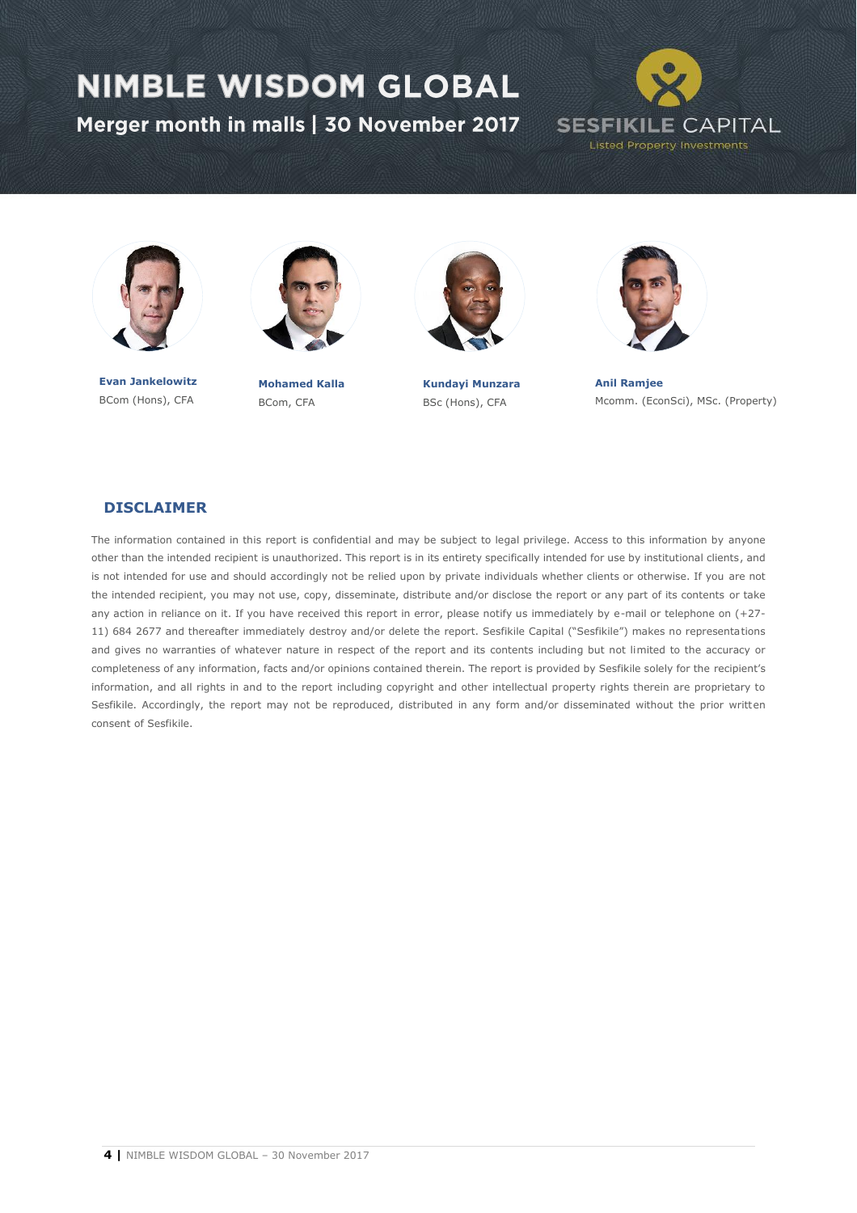# NIMBLE WISDOM GLOBAL

**Merger month in malls | 30 November 2017**

SESFIKILE CAPITAL
Listed Property Investments

**Evan Jankelowitz**
BCom (Hons), CFA

**Mohamed Kalla**
BCom, CFA

**Kundayi Munzara**
BSc (Hons), CFA

**Anil Ramjee**
Mcomm. (EconSci), MSc. (Property)

## DISCLAIMER

The information contained in this report is confidential and may be subject to legal privilege. Access to this information by anyone other than the intended recipient is unauthorized. This report is in its entirety specifically intended for use by institutional clients, and is not intended for use and should accordingly not be relied upon by private individuals whether clients or otherwise. If you are not the intended recipient, you may not use, copy, disseminate, distribute and/or disclose the report or any part of its contents or take any action in reliance on it. If you have received this report in error, please notify us immediately by e-mail or telephone on (+27-11) 684 2677 and thereafter immediately destroy and/or delete the report. Sesfikile Capital ("Sesfikile") makes no representations and gives no warranties of whatever nature in respect of the report and its contents including but not limited to the accuracy or completeness of any information, facts and/or opinions contained therein. The report is provided by Sesfikile solely for the recipient's information, and all rights in and to the report including copyright and other intellectual property rights therein are proprietary to Sesfikile. Accordingly, the report may not be reproduced, distributed in any form and/or disseminated without the prior written consent of Sesfikile.